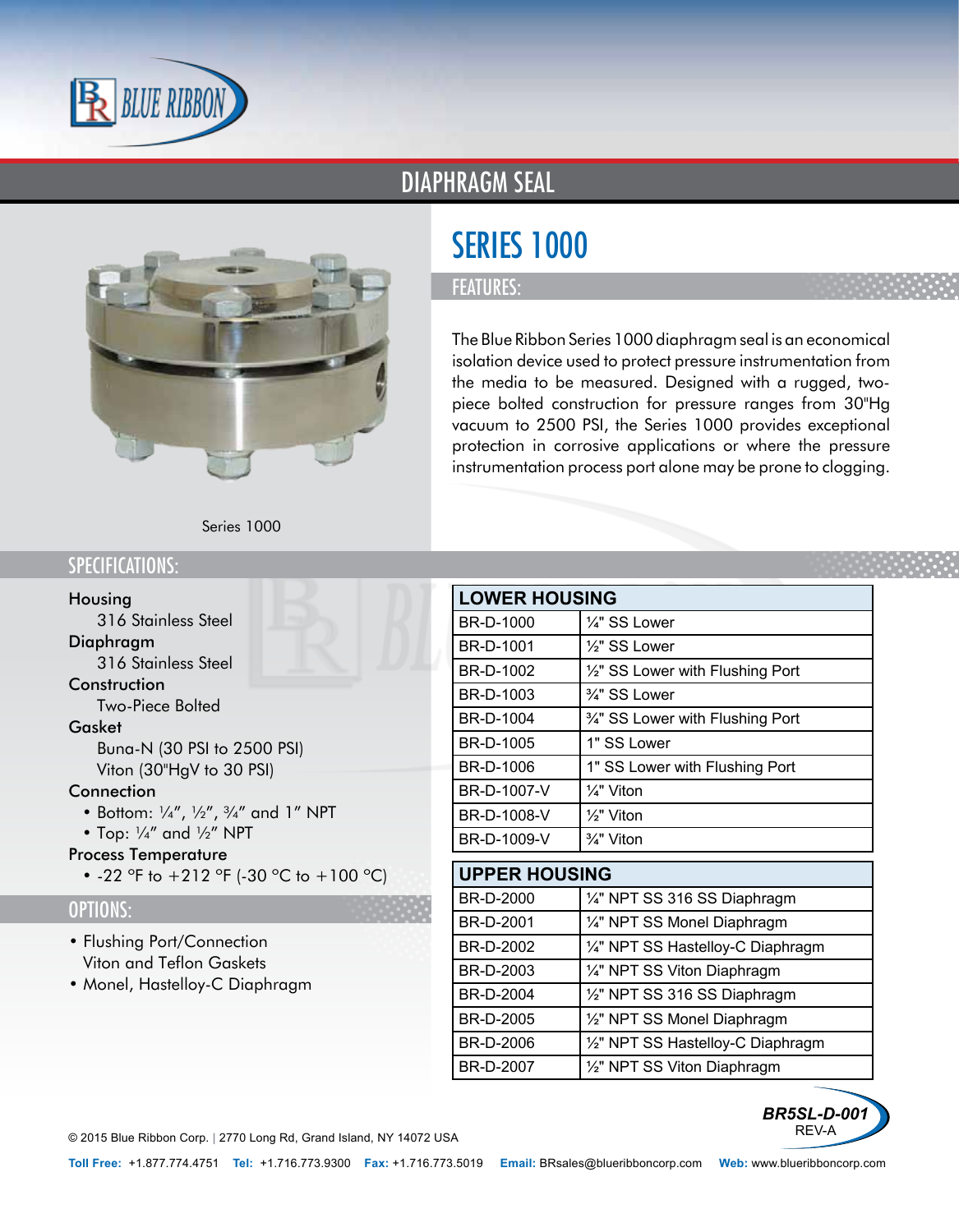BLUE RIBBON

# DIAPHRAGM SEAL

Series 1000

## SERIES 1000

### FEATURES:

The Blue Ribbon Series 1000 diaphragm seal is an economical isolation device used to protect pressure instrumentation from the media to be measured. Designed with a rugged, two-piece bolted construction for pressure ranges from 30"Hg vacuum to 2500 PSI, the Series 1000 provides exceptional protection in corrosive applications or where the pressure instrumentation process port alone may be prone to clogging.

### SPECIFICATIONS:

**Housing**
316 Stainless Steel

**Diaphragm**
316 Stainless Steel

**Construction**
Two-Piece Bolted

**Gasket**
Buna-N (30 PSI to 2500 PSI)
Viton (30"HgV to 30 PSI)

**Connection**
- Bottom: ¼", ½", ¾" and 1" NPT
- Top: ¼" and ½" NPT

**Process Temperature**
- -22 °F to +212 °F (-30 °C to +100 °C)

### OPTIONS:

- Flushing Port/Connection
  Viton and Teflon Gaskets
- Monel, Hastelloy-C Diaphragm

| LOWER HOUSING | |
|---|---|
| BR-D-1000 | ¼" SS Lower |
| BR-D-1001 | ½" SS Lower |
| BR-D-1002 | ½" SS Lower with Flushing Port |
| BR-D-1003 | ¾" SS Lower |
| BR-D-1004 | ¾" SS Lower with Flushing Port |
| BR-D-1005 | 1" SS Lower |
| BR-D-1006 | 1" SS Lower with Flushing Port |
| BR-D-1007-V | ¼" Viton |
| BR-D-1008-V | ½" Viton |
| BR-D-1009-V | ¾" Viton |

| UPPER HOUSING | |
|---|---|
| BR-D-2000 | ¼" NPT SS 316 SS Diaphragm |
| BR-D-2001 | ¼" NPT SS Monel Diaphragm |
| BR-D-2002 | ¼" NPT SS Hastelloy-C Diaphragm |
| BR-D-2003 | ¼" NPT SS Viton Diaphragm |
| BR-D-2004 | ½" NPT SS 316 SS Diaphragm |
| BR-D-2005 | ½" NPT SS Monel Diaphragm |
| BR-D-2006 | ½" NPT SS Hastelloy-C Diaphragm |
| BR-D-2007 | ½" NPT SS Viton Diaphragm |

**BR5SL-D-001**
REV-A

© 2015 Blue Ribbon Corp. | 2770 Long Rd, Grand Island, NY 14072 USA

**Toll Free:** +1.877.774.4751 **Tel:** +1.716.773.9300 **Fax:** +1.716.773.5019 **Email:** BRsales@blueribboncorp.com **Web:** www.blueribboncorp.com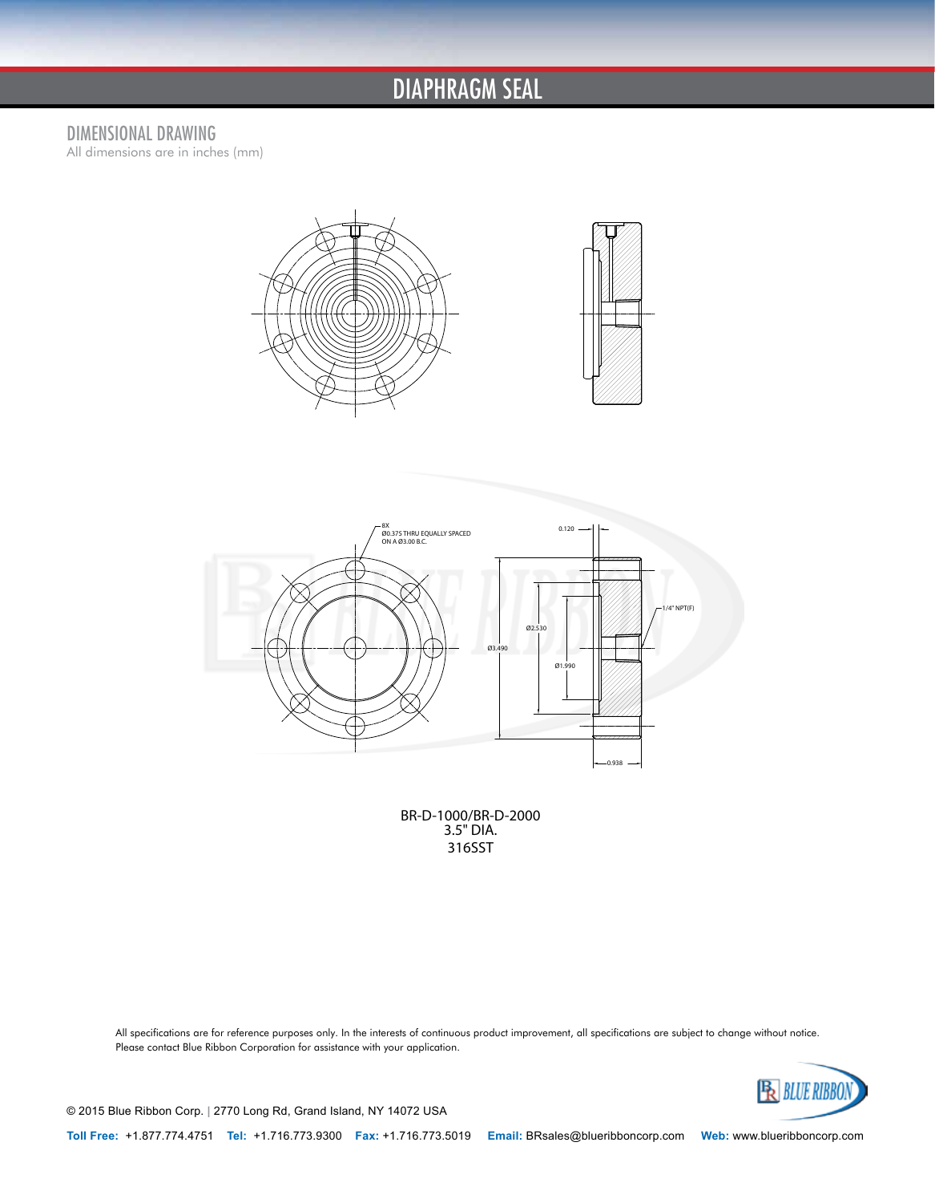# DIAPHRAGM SEAL

## DIMENSIONAL DRAWING

All dimensions are in inches (mm)

8X
Ø0.375 THRU EQUALLY SPACED
ON A Ø3.00 B.C.

0.120

1/4" NPT(F)

Ø2.530

Ø3.490

Ø1.990

0.938

BR-D-1000/BR-D-2000
3.5" DIA.
316SST

All specifications are for reference purposes only. In the interests of continuous product improvement, all specifications are subject to change without notice.
Please contact Blue Ribbon Corporation for assistance with your application.

© 2015 Blue Ribbon Corp. | 2770 Long Rd, Grand Island, NY 14072 USA

**Toll Free:** +1.877.774.4751 **Tel:** +1.716.773.9300 **Fax:** +1.716.773.5019 **Email:** BRsales@blueribboncorp.com **Web:** www.blueribboncorp.com